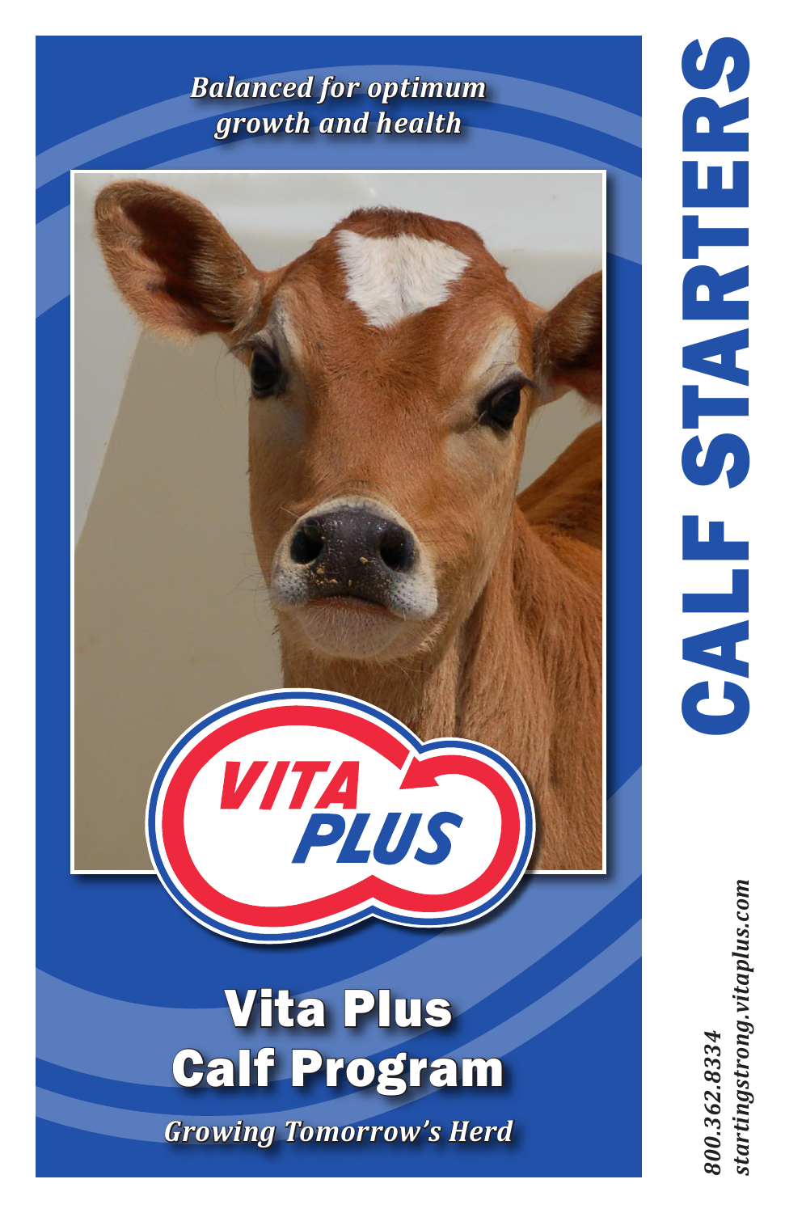*Balanced for optimum growth and health*

# Vita Plus Calf Program

*Growing Tomorrow's Herd*

# CALF STARTERS

*800.362.8334*
*startingstrong.vitaplus.com*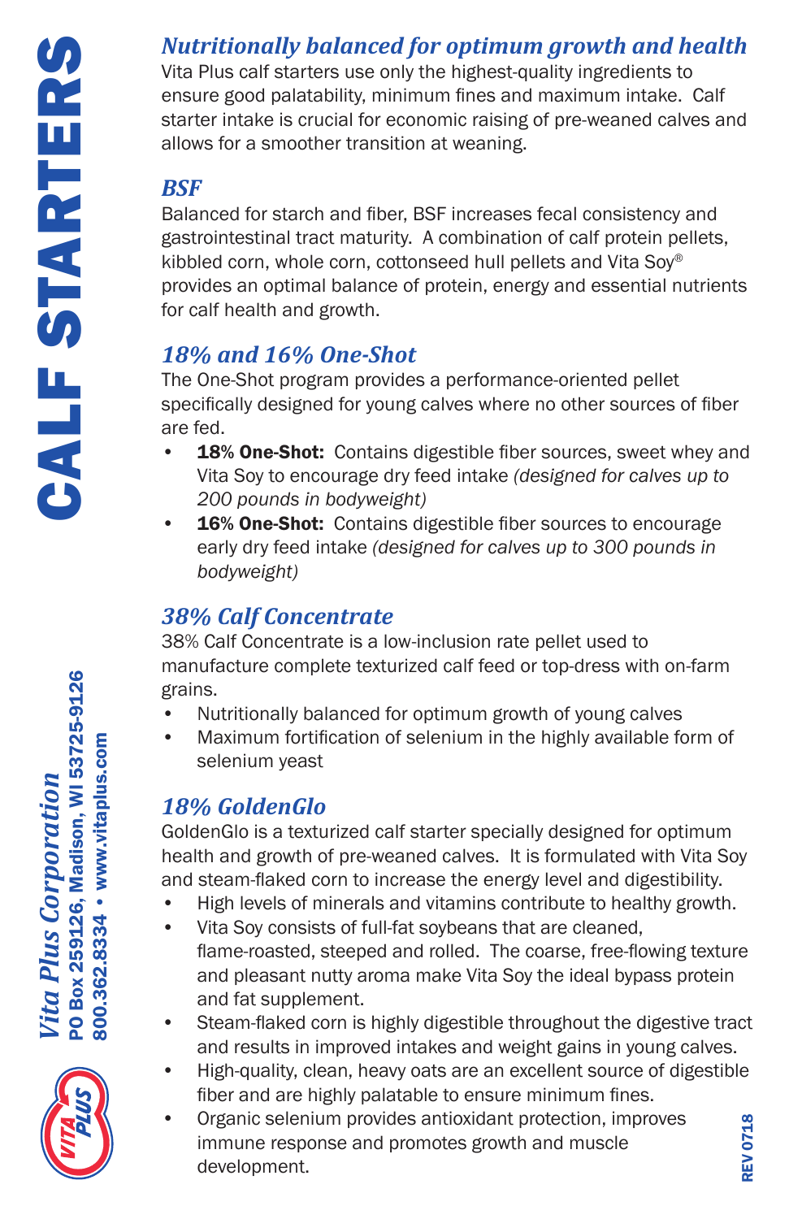# CALF STARTERS

## Nutritionally balanced for optimum growth and health

Vita Plus calf starters use only the highest-quality ingredients to ensure good palatability, minimum fines and maximum intake. Calf starter intake is crucial for economic raising of pre-weaned calves and allows for a smoother transition at weaning.

## BSF

Balanced for starch and fiber, BSF increases fecal consistency and gastrointestinal tract maturity. A combination of calf protein pellets, kibbled corn, whole corn, cottonseed hull pellets and Vita Soy® provides an optimal balance of protein, energy and essential nutrients for calf health and growth.

## 18% and 16% One-Shot

The One-Shot program provides a performance-oriented pellet specifically designed for young calves where no other sources of fiber are fed.

- **18% One-Shot:** Contains digestible fiber sources, sweet whey and Vita Soy to encourage dry feed intake *(designed for calves up to 200 pounds in bodyweight)*
- **16% One-Shot:** Contains digestible fiber sources to encourage early dry feed intake *(designed for calves up to 300 pounds in bodyweight)*

## 38% Calf Concentrate

38% Calf Concentrate is a low-inclusion rate pellet used to manufacture complete texturized calf feed or top-dress with on-farm grains.

- Nutritionally balanced for optimum growth of young calves
- Maximum fortification of selenium in the highly available form of selenium yeast

## 18% GoldenGlo

GoldenGlo is a texturized calf starter specially designed for optimum health and growth of pre-weaned calves. It is formulated with Vita Soy and steam-flaked corn to increase the energy level and digestibility.

- High levels of minerals and vitamins contribute to healthy growth.
- Vita Soy consists of full-fat soybeans that are cleaned, flame-roasted, steeped and rolled. The coarse, free-flowing texture and pleasant nutty aroma make Vita Soy the ideal bypass protein and fat supplement.
- Steam-flaked corn is highly digestible throughout the digestive tract and results in improved intakes and weight gains in young calves.
- High-quality, clean, heavy oats are an excellent source of digestible fiber and are highly palatable to ensure minimum fines.
- Organic selenium provides antioxidant protection, improves immune response and promotes growth and muscle development.

*Vita Plus Corporation*
**PO Box 259126, Madison, WI 53725-9126**
**800.362.8334 • www.vitaplus.com**

REV 0718